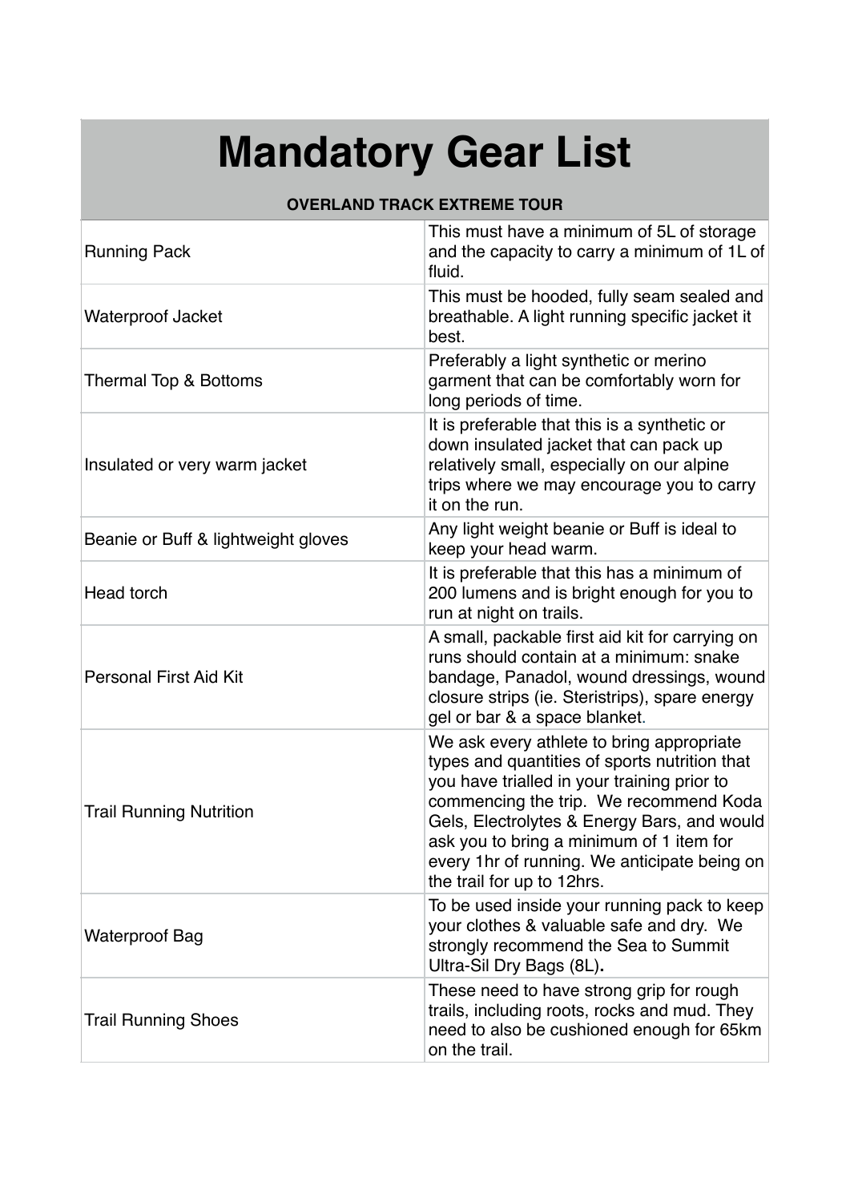# Mandatory Gear List

**OVERLAND TRACK EXTREME TOUR**

| Item | Details |
|---|---|
| Running Pack | This must have a minimum of 5L of storage and the capacity to carry a minimum of 1L of fluid. |
| Waterproof Jacket | This must be hooded, fully seam sealed and breathable. A light running specific jacket it best. |
| Thermal Top & Bottoms | Preferably a light synthetic or merino garment that can be comfortably worn for long periods of time. |
| Insulated or very warm jacket | It is preferable that this is a synthetic or down insulated jacket that can pack up relatively small, especially on our alpine trips where we may encourage you to carry it on the run. |
| Beanie or Buff & lightweight gloves | Any light weight beanie or Buff is ideal to keep your head warm. |
| Head torch | It is preferable that this has a minimum of 200 lumens and is bright enough for you to run at night on trails. |
| Personal First Aid Kit | A small, packable first aid kit for carrying on runs should contain at a minimum: snake bandage, Panadol, wound dressings, wound closure strips (ie. Steristrips), spare energy gel or bar & a space blanket. |
| Trail Running Nutrition | We ask every athlete to bring appropriate types and quantities of sports nutrition that you have trialled in your training prior to commencing the trip. We recommend Koda Gels, Electrolytes & Energy Bars, and would ask you to bring a minimum of 1 item for every 1hr of running. We anticipate being on the trail for up to 12hrs. |
| Waterproof Bag | To be used inside your running pack to keep your clothes & valuable safe and dry. We strongly recommend the Sea to Summit Ultra-Sil Dry Bags (8L). |
| Trail Running Shoes | These need to have strong grip for rough trails, including roots, rocks and mud. They need to also be cushioned enough for 65km on the trail. |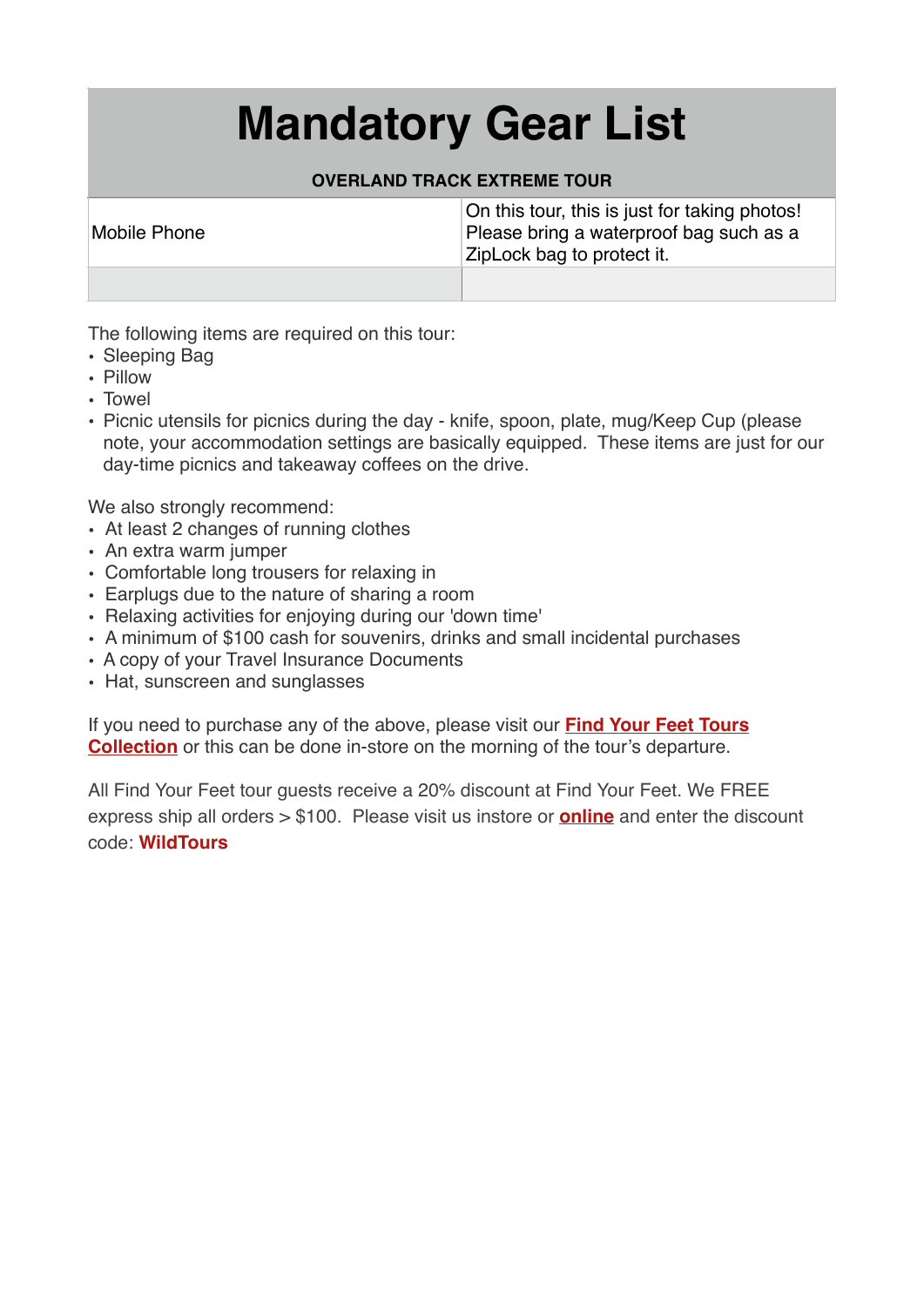# Mandatory Gear List

**OVERLAND TRACK EXTREME TOUR**

| | |
|---|---|
| Mobile Phone | On this tour, this is just for taking photos! Please bring a waterproof bag such as a ZipLock bag to protect it. |
| | |

The following items are required on this tour:

- Sleeping Bag
- Pillow
- Towel
- Picnic utensils for picnics during the day - knife, spoon, plate, mug/Keep Cup (please note, your accommodation settings are basically equipped. These items are just for our day-time picnics and takeaway coffees on the drive.

We also strongly recommend:

- At least 2 changes of running clothes
- An extra warm jumper
- Comfortable long trousers for relaxing in
- Earplugs due to the nature of sharing a room
- Relaxing activities for enjoying during our 'down time'
- A minimum of $100 cash for souvenirs, drinks and small incidental purchases
- A copy of your Travel Insurance Documents
- Hat, sunscreen and sunglasses

If you need to purchase any of the above, please visit our **Find Your Feet Tours Collection** or this can be done in-store on the morning of the tour's departure.

All Find Your Feet tour guests receive a 20% discount at Find Your Feet. We FREE express ship all orders > $100. Please visit us instore or **online** and enter the discount code: **WildTours**